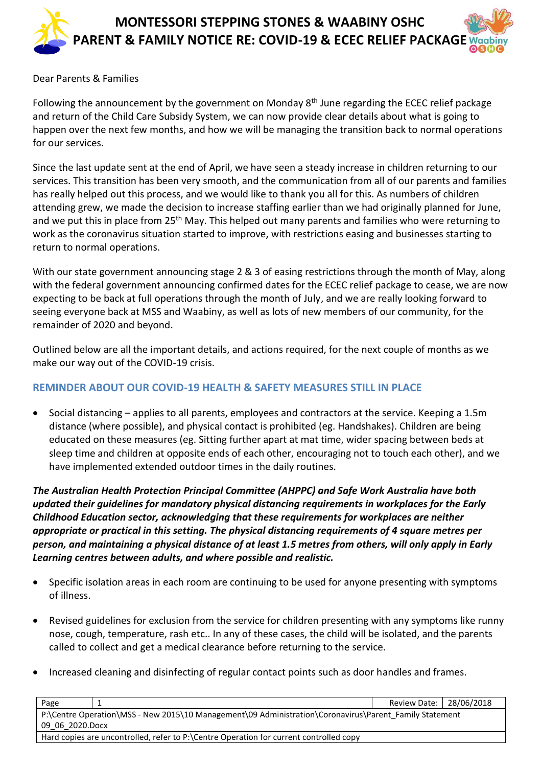# MONTESSORI STEPPING STONES & WAABINY OSHC
## PARENT & FAMILY NOTICE RE: COVID-19 & ECEC RELIEF PACKAGE

Dear Parents & Families

Following the announcement by the government on Monday 8th June regarding the ECEC relief package and return of the Child Care Subsidy System, we can now provide clear details about what is going to happen over the next few months, and how we will be managing the transition back to normal operations for our services.

Since the last update sent at the end of April, we have seen a steady increase in children returning to our services. This transition has been very smooth, and the communication from all of our parents and families has really helped out this process, and we would like to thank you all for this. As numbers of children attending grew, we made the decision to increase staffing earlier than we had originally planned for June, and we put this in place from 25th May. This helped out many parents and families who were returning to work as the coronavirus situation started to improve, with restrictions easing and businesses starting to return to normal operations.

With our state government announcing stage 2 & 3 of easing restrictions through the month of May, along with the federal government announcing confirmed dates for the ECEC relief package to cease, we are now expecting to be back at full operations through the month of July, and we are really looking forward to seeing everyone back at MSS and Waabiny, as well as lots of new members of our community, for the remainder of 2020 and beyond.

Outlined below are all the important details, and actions required, for the next couple of months as we make our way out of the COVID-19 crisis.

### REMINDER ABOUT OUR COVID-19 HEALTH & SAFETY MEASURES STILL IN PLACE

- Social distancing – applies to all parents, employees and contractors at the service. Keeping a 1.5m distance (where possible), and physical contact is prohibited (eg. Handshakes). Children are being educated on these measures (eg. Sitting further apart at mat time, wider spacing between beds at sleep time and children at opposite ends of each other, encouraging not to touch each other), and we have implemented extended outdoor times in the daily routines.

***The Australian Health Protection Principal Committee (AHPPC) and Safe Work Australia have both updated their guidelines for mandatory physical distancing requirements in workplaces for the Early Childhood Education sector, acknowledging that these requirements for workplaces are neither appropriate or practical in this setting. The physical distancing requirements of 4 square metres per person, and maintaining a physical distance of at least 1.5 metres from others, will only apply in Early Learning centres between adults, and where possible and realistic.***

- Specific isolation areas in each room are continuing to be used for anyone presenting with symptoms of illness.
- Revised guidelines for exclusion from the service for children presenting with any symptoms like runny nose, cough, temperature, rash etc.. In any of these cases, the child will be isolated, and the parents called to collect and get a medical clearance before returning to the service.
- Increased cleaning and disinfecting of regular contact points such as door handles and frames.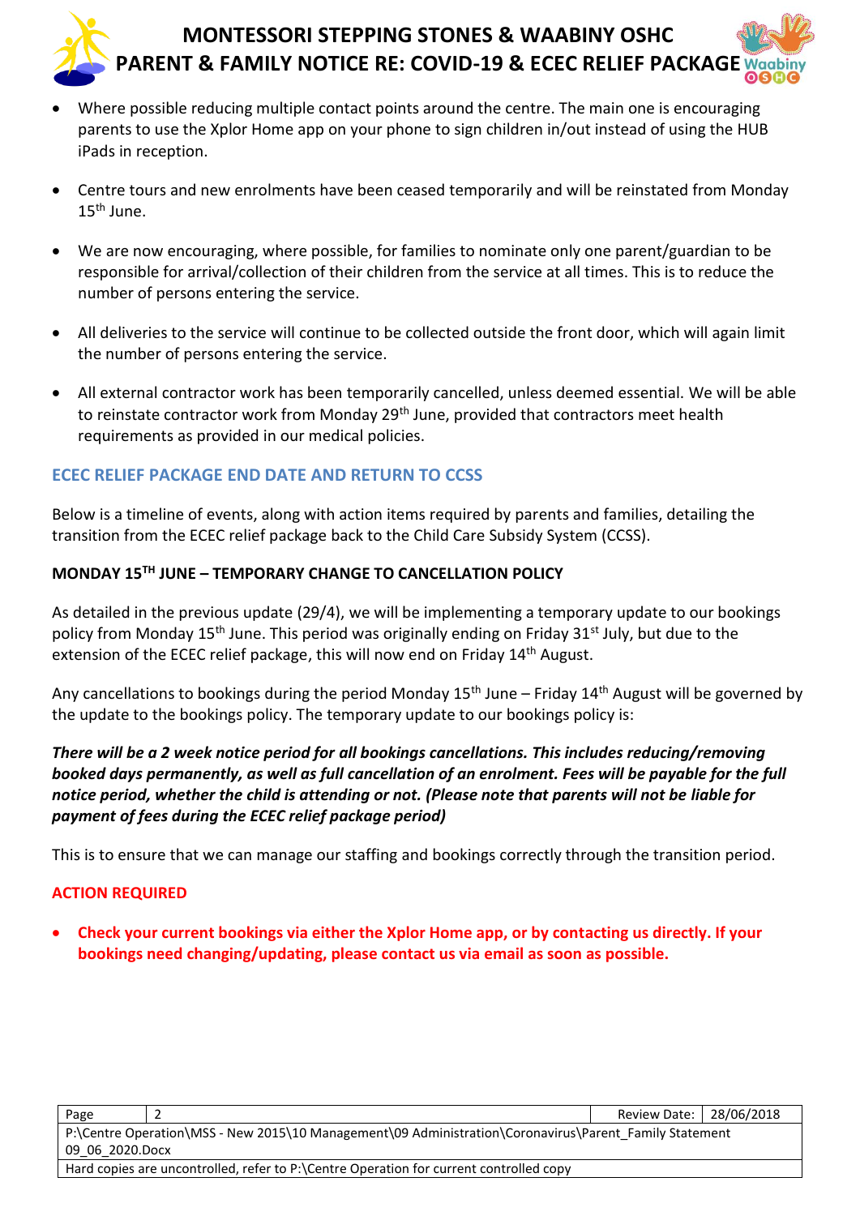- Where possible reducing multiple contact points around the centre. The main one is encouraging parents to use the Xplor Home app on your phone to sign children in/out instead of using the HUB iPads in reception.
- Centre tours and new enrolments have been ceased temporarily and will be reinstated from Monday 15th June.
- We are now encouraging, where possible, for families to nominate only one parent/guardian to be responsible for arrival/collection of their children from the service at all times. This is to reduce the number of persons entering the service.
- All deliveries to the service will continue to be collected outside the front door, which will again limit the number of persons entering the service.
- All external contractor work has been temporarily cancelled, unless deemed essential. We will be able to reinstate contractor work from Monday 29th June, provided that contractors meet health requirements as provided in our medical policies.

## ECEC RELIEF PACKAGE END DATE AND RETURN TO CCSS

Below is a timeline of events, along with action items required by parents and families, detailing the transition from the ECEC relief package back to the Child Care Subsidy System (CCSS).

### MONDAY 15TH JUNE – TEMPORARY CHANGE TO CANCELLATION POLICY

As detailed in the previous update (29/4), we will be implementing a temporary update to our bookings policy from Monday 15th June. This period was originally ending on Friday 31st July, but due to the extension of the ECEC relief package, this will now end on Friday 14th August.

Any cancellations to bookings during the period Monday 15th June – Friday 14th August will be governed by the update to the bookings policy. The temporary update to our bookings policy is:

***There will be a 2 week notice period for all bookings cancellations. This includes reducing/removing booked days permanently, as well as full cancellation of an enrolment. Fees will be payable for the full notice period, whether the child is attending or not. (Please note that parents will not be liable for payment of fees during the ECEC relief package period)***

This is to ensure that we can manage our staffing and bookings correctly through the transition period.

### ACTION REQUIRED

- **Check your current bookings via either the Xplor Home app, or by contacting us directly. If your bookings need changing/updating, please contact us via email as soon as possible.**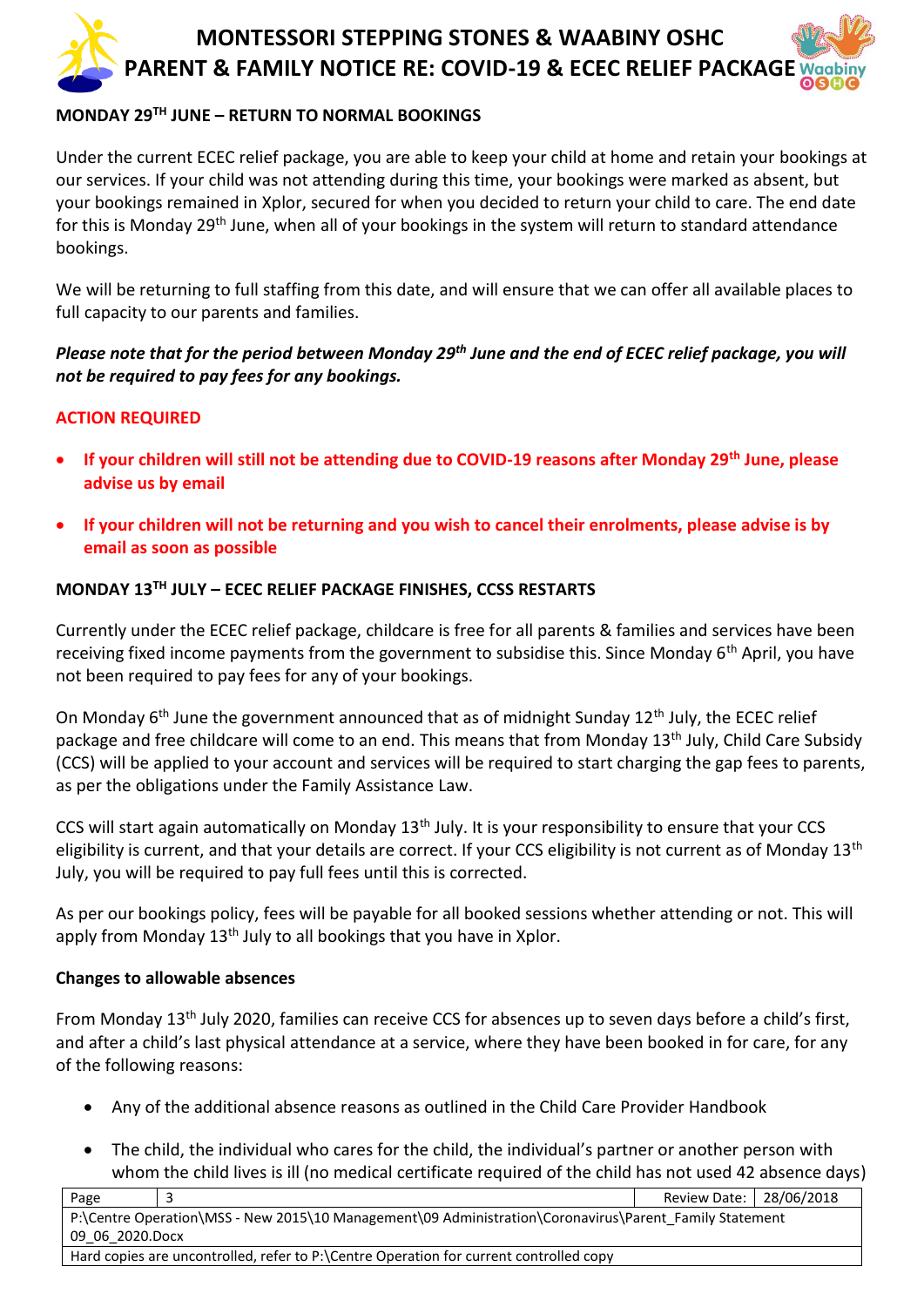# MONTESSORI STEPPING STONES & WAABINY OSHC
# PARENT & FAMILY NOTICE RE: COVID-19 & ECEC RELIEF PACKAGE

## MONDAY 29TH JUNE – RETURN TO NORMAL BOOKINGS

Under the current ECEC relief package, you are able to keep your child at home and retain your bookings at our services. If your child was not attending during this time, your bookings were marked as absent, but your bookings remained in Xplor, secured for when you decided to return your child to care. The end date for this is Monday 29th June, when all of your bookings in the system will return to standard attendance bookings.

We will be returning to full staffing from this date, and will ensure that we can offer all available places to full capacity to our parents and families.

***Please note that for the period between Monday 29th June and the end of ECEC relief package, you will not be required to pay fees for any bookings.***

**ACTION REQUIRED**

- **If your children will still not be attending due to COVID-19 reasons after Monday 29th June, please advise us by email**
- **If your children will not be returning and you wish to cancel their enrolments, please advise is by email as soon as possible**

## MONDAY 13TH JULY – ECEC RELIEF PACKAGE FINISHES, CCSS RESTARTS

Currently under the ECEC relief package, childcare is free for all parents & families and services have been receiving fixed income payments from the government to subsidise this. Since Monday 6th April, you have not been required to pay fees for any of your bookings.

On Monday 6th June the government announced that as of midnight Sunday 12th July, the ECEC relief package and free childcare will come to an end. This means that from Monday 13th July, Child Care Subsidy (CCS) will be applied to your account and services will be required to start charging the gap fees to parents, as per the obligations under the Family Assistance Law.

CCS will start again automatically on Monday 13th July. It is your responsibility to ensure that your CCS eligibility is current, and that your details are correct. If your CCS eligibility is not current as of Monday 13th July, you will be required to pay full fees until this is corrected.

As per our bookings policy, fees will be payable for all booked sessions whether attending or not. This will apply from Monday 13th July to all bookings that you have in Xplor.

### Changes to allowable absences

From Monday 13th July 2020, families can receive CCS for absences up to seven days before a child's first, and after a child's last physical attendance at a service, where they have been booked in for care, for any of the following reasons:

- Any of the additional absence reasons as outlined in the Child Care Provider Handbook
- The child, the individual who cares for the child, the individual's partner or another person with whom the child lives is ill (no medical certificate required of the child has not used 42 absence days)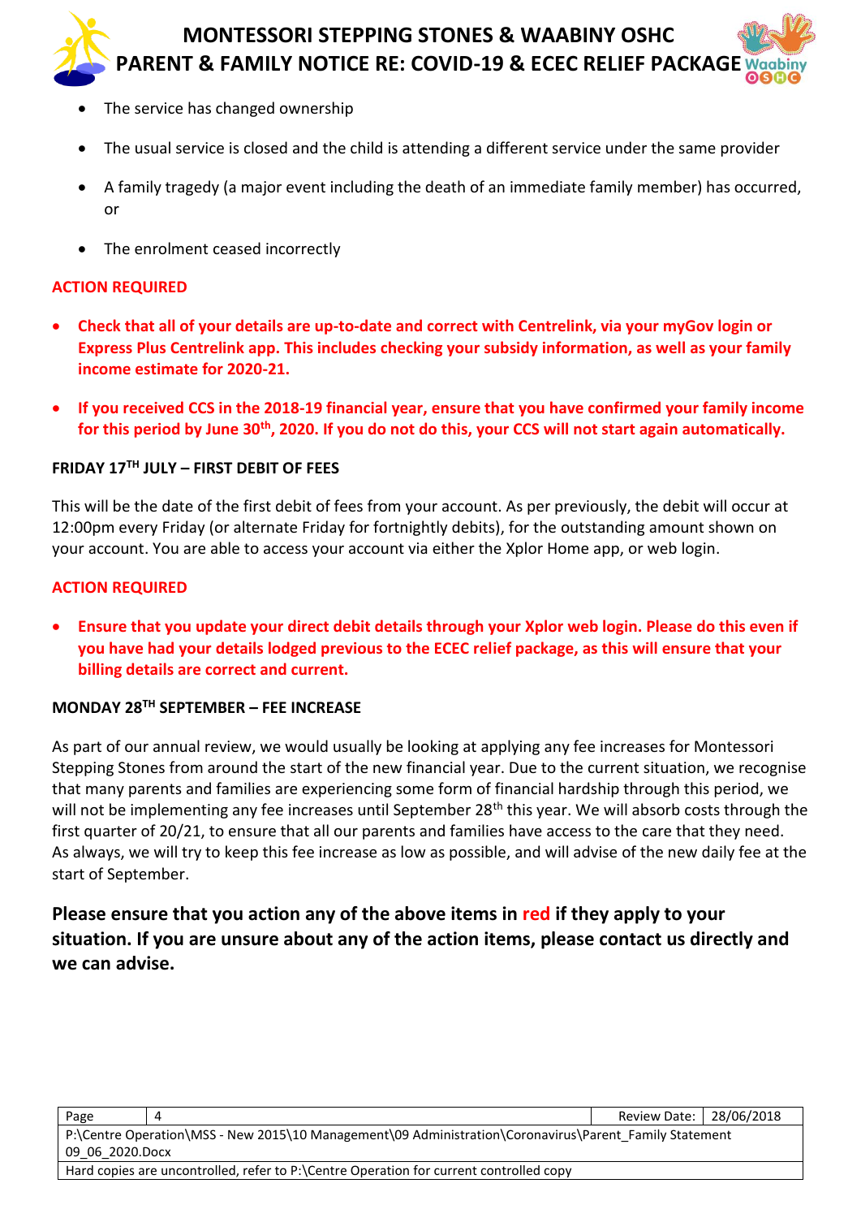- The service has changed ownership
- The usual service is closed and the child is attending a different service under the same provider
- A family tragedy (a major event including the death of an immediate family member) has occurred, or
- The enrolment ceased incorrectly

**ACTION REQUIRED**

- **Check that all of your details are up-to-date and correct with Centrelink, via your myGov login or Express Plus Centrelink app. This includes checking your subsidy information, as well as your family income estimate for 2020-21.**
- **If you received CCS in the 2018-19 financial year, ensure that you have confirmed your family income for this period by June 30th, 2020. If you do not do this, your CCS will not start again automatically.**

**FRIDAY 17TH JULY – FIRST DEBIT OF FEES**

This will be the date of the first debit of fees from your account. As per previously, the debit will occur at 12:00pm every Friday (or alternate Friday for fortnightly debits), for the outstanding amount shown on your account. You are able to access your account via either the Xplor Home app, or web login.

**ACTION REQUIRED**

- **Ensure that you update your direct debit details through your Xplor web login. Please do this even if you have had your details lodged previous to the ECEC relief package, as this will ensure that your billing details are correct and current.**

**MONDAY 28TH SEPTEMBER – FEE INCREASE**

As part of our annual review, we would usually be looking at applying any fee increases for Montessori Stepping Stones from around the start of the new financial year. Due to the current situation, we recognise that many parents and families are experiencing some form of financial hardship through this period, we will not be implementing any fee increases until September 28th this year. We will absorb costs through the first quarter of 20/21, to ensure that all our parents and families have access to the care that they need. As always, we will try to keep this fee increase as low as possible, and will advise of the new daily fee at the start of September.

**Please ensure that you action any of the above items in red if they apply to your situation. If you are unsure about any of the action items, please contact us directly and we can advise.**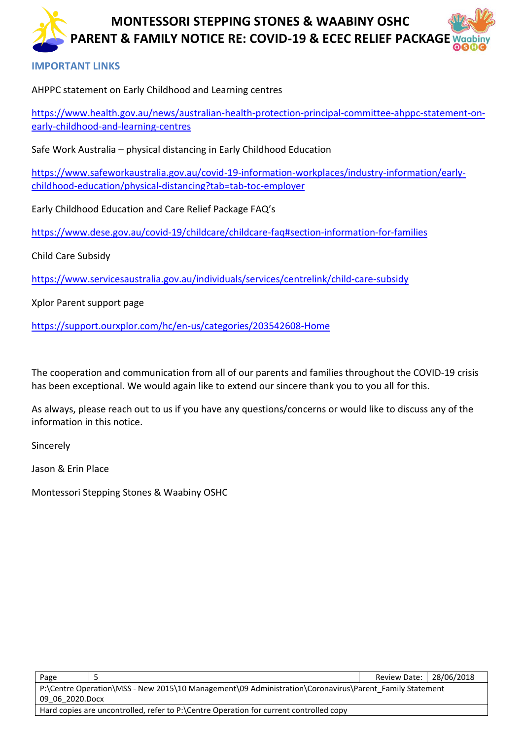## IMPORTANT LINKS

AHPPC statement on Early Childhood and Learning centres

https://www.health.gov.au/news/australian-health-protection-principal-committee-ahppc-statement-on-early-childhood-and-learning-centres

Safe Work Australia – physical distancing in Early Childhood Education

https://www.safeworkaustralia.gov.au/covid-19-information-workplaces/industry-information/early-childhood-education/physical-distancing?tab=tab-toc-employer

Early Childhood Education and Care Relief Package FAQ's

https://www.dese.gov.au/covid-19/childcare/childcare-faq#section-information-for-families

Child Care Subsidy

https://www.servicesaustralia.gov.au/individuals/services/centrelink/child-care-subsidy

Xplor Parent support page

https://support.ourxplor.com/hc/en-us/categories/203542608-Home

The cooperation and communication from all of our parents and families throughout the COVID-19 crisis has been exceptional. We would again like to extend our sincere thank you to you all for this.

As always, please reach out to us if you have any questions/concerns or would like to discuss any of the information in this notice.

Sincerely

Jason & Erin Place

Montessori Stepping Stones & Waabiny OSHC